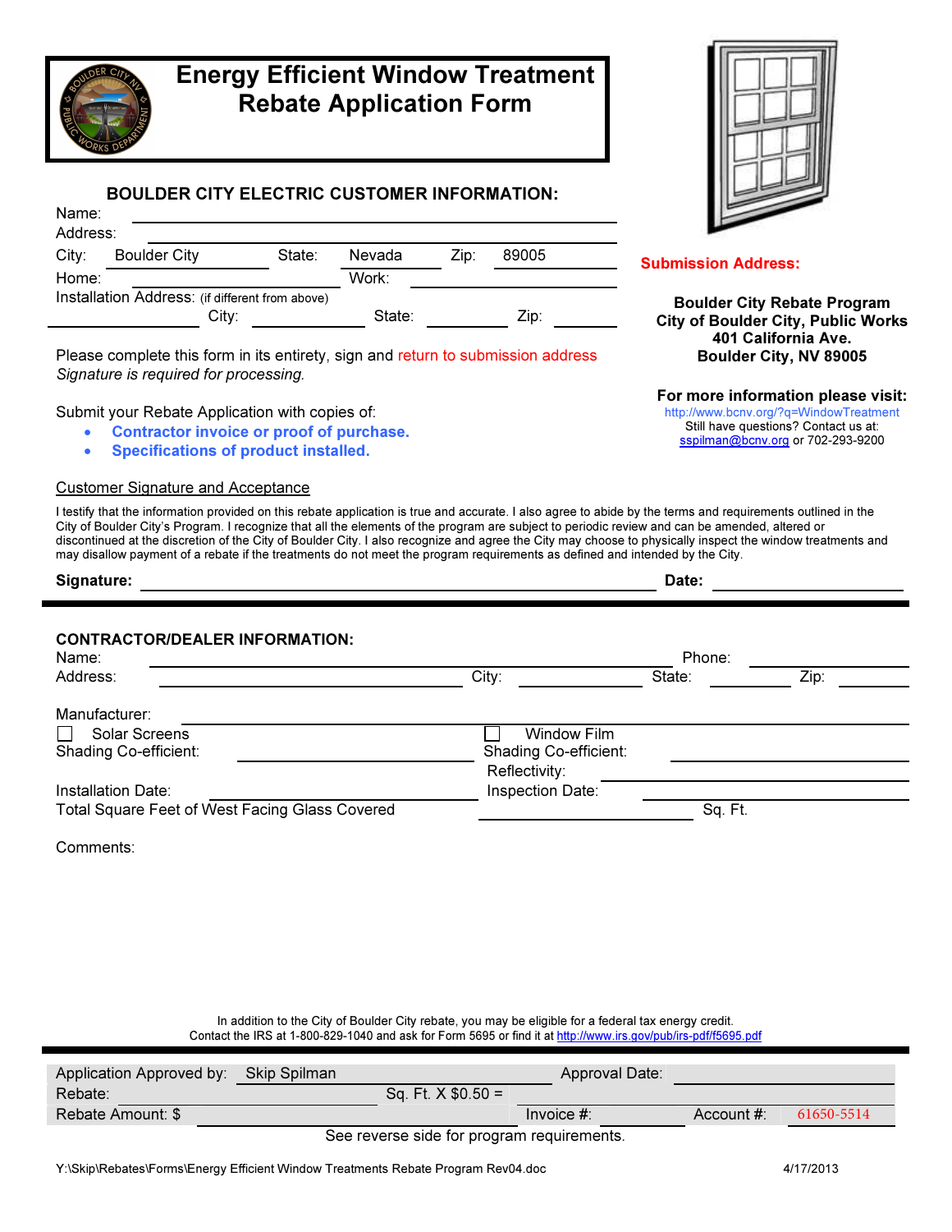# Energy Efficient Window Treatment Rebate Application Form

## BOULDER CITY ELECTRIC CUSTOMER INFORMATION:

Name: ______________________________

Address: ______________________________

City: Boulder City State: Nevada Zip: 89005

Home: ______________ Work: ______________

Installation Address: (if different from above) ______________ City: ______________ State: ______________ Zip: ______________

Please complete this form in its entirety, sign and return to submission address
*Signature is required for processing.*

Submit your Rebate Application with copies of:

- **Contractor invoice or proof of purchase.**
- **Specifications of product installed.**

**Submission Address:**

**Boulder City Rebate Program**
**City of Boulder City, Public Works**
**401 California Ave.**
**Boulder City, NV 89005**

**For more information please visit:**
http://www.bcnv.org/?q=WindowTreatment
Still have questions? Contact us at:
sspilman@bcnv.org or 702-293-9200

Customer Signature and Acceptance

I testify that the information provided on this rebate application is true and accurate. I also agree to abide by the terms and requirements outlined in the City of Boulder City's Program. I recognize that all the elements of the program are subject to periodic review and can be amended, altered or discontinued at the discretion of the City of Boulder City. I also recognize and agree the City may choose to physically inspect the window treatments and may disallow payment of a rebate if the treatments do not meet the program requirements as defined and intended by the City.

**Signature:** ______________________________ **Date:** ______________

---

## CONTRACTOR/DEALER INFORMATION:

Name: ______________________________ Phone: ______________

Address: ______________ City: ______________ State: ______________ Zip: ______________

Manufacturer: ______________________________

☐ Solar Screens
Shading Co-efficient: ______________

☐ Window Film
Shading Co-efficient: ______________
Reflectivity: ______________

Installation Date: ______________ Inspection Date: ______________

Total Square Feet of West Facing Glass Covered ______________ Sq. Ft.

Comments:

In addition to the City of Boulder City rebate, you may be eligible for a federal tax energy credit.
Contact the IRS at 1-800-829-1040 and ask for Form 5695 or find it at http://www.irs.gov/pub/irs-pdf/f5695.pdf

---

| | | | |
|---|---|---|---|
| Application Approved by: Skip Spilman | | Approval Date: | |
| Rebate: | Sq. Ft. X $0.50 = | | |
| Rebate Amount: $ | | Invoice #: | Account #: 61650-5514 |

See reverse side for program requirements.

Y:\Skip\Rebates\Forms\Energy Efficient Window Treatments Rebate Program Rev04.doc 4/17/2013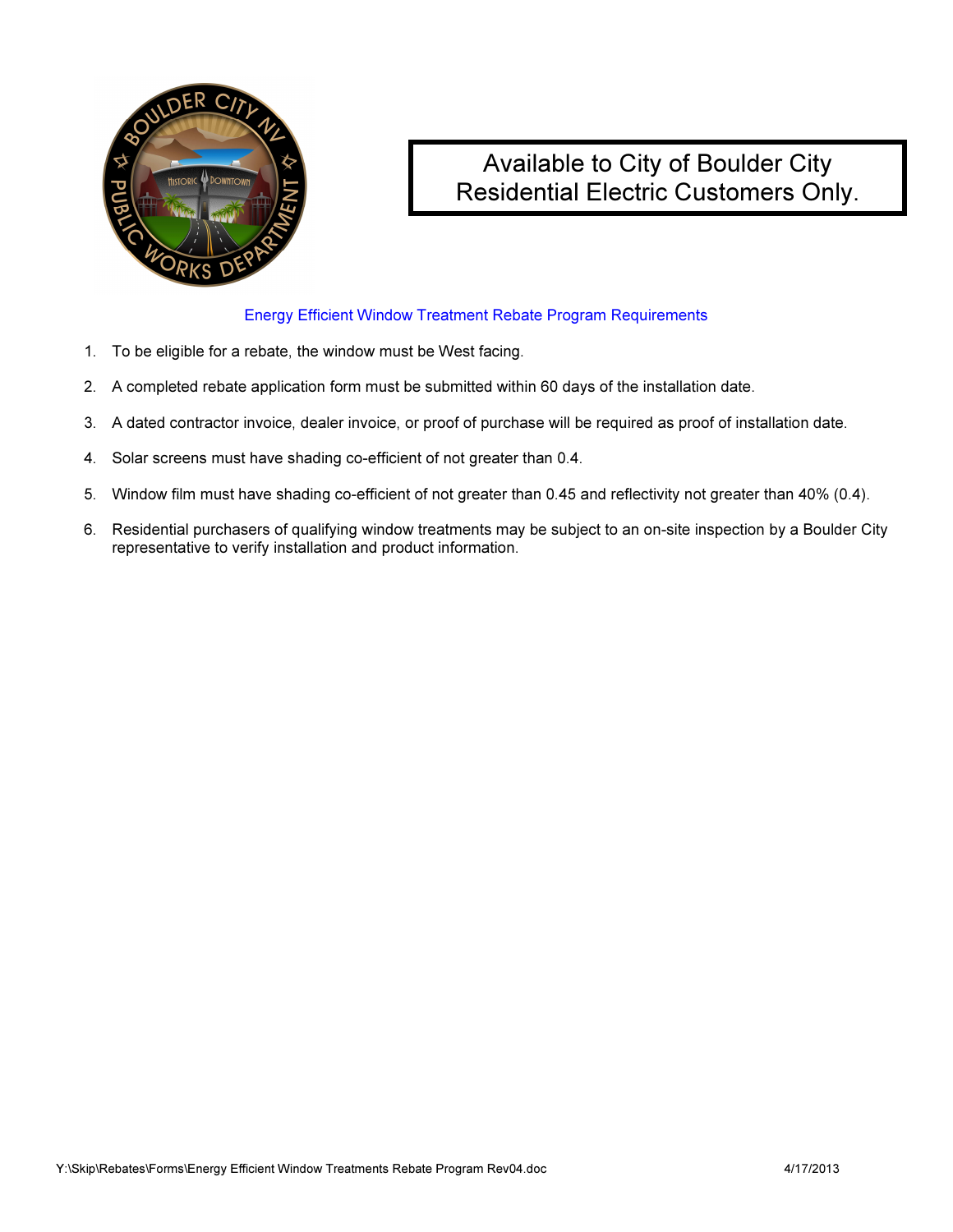Available to City of Boulder City Residential Electric Customers Only.

## Energy Efficient Window Treatment Rebate Program Requirements

1. To be eligible for a rebate, the window must be West facing.
2. A completed rebate application form must be submitted within 60 days of the installation date.
3. A dated contractor invoice, dealer invoice, or proof of purchase will be required as proof of installation date.
4. Solar screens must have shading co-efficient of not greater than 0.4.
5. Window film must have shading co-efficient of not greater than 0.45 and reflectivity not greater than 40% (0.4).
6. Residential purchasers of qualifying window treatments may be subject to an on-site inspection by a Boulder City representative to verify installation and product information.